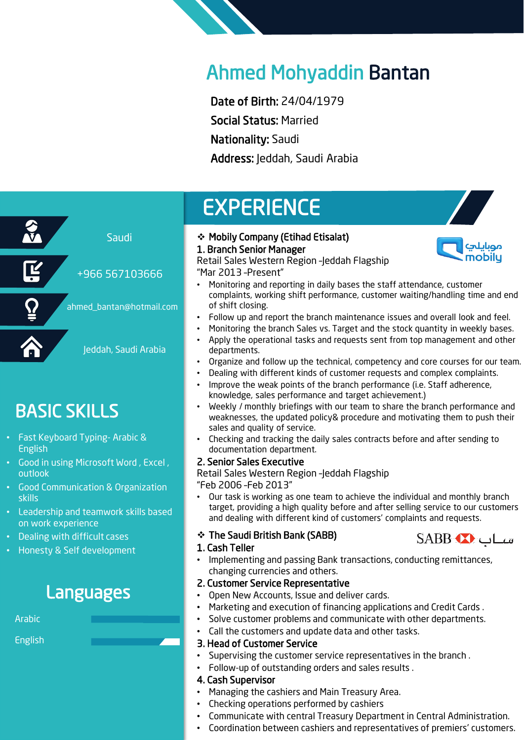# Ahmed Mohyaddin Bantan

**Date of Birth:** 24/04/1979
**Social Status:** Married
**Nationality:** Saudi
**Address:** Jeddah, Saudi Arabia

Saudi
+966 567103666
ahmed_bantan@hotmail.com
Jeddah, Saudi Arabia

## BASIC SKILLS

- Fast Keyboard Typing- Arabic & English
- Good in using Microsoft Word , Excel , outlook
- Good Communication & Organization skills
- Leadership and teamwork skills based on work experience
- Dealing with difficult cases
- Honesty & Self development

## Languages

Arabic
English

## EXPERIENCE

❖ **Mobily Company (Etihad Etisalat)**

**1. Branch Senior Manager**
Retail Sales Western Region -Jeddah Flagship
"Mar 2013 -Present"

- Monitoring and reporting in daily bases the staff attendance, customer complaints, working shift performance, customer waiting/handling time and end of shift closing.
- Follow up and report the branch maintenance issues and overall look and feel.
- Monitoring the branch Sales vs. Target and the stock quantity in weekly bases.
- Apply the operational tasks and requests sent from top management and other departments.
- Organize and follow up the technical, competency and core courses for our team.
- Dealing with different kinds of customer requests and complex complaints.
- Improve the weak points of the branch performance (i.e. Staff adherence, knowledge, sales performance and target achievement.)
- Weekly / monthly briefings with our team to share the branch performance and weaknesses, the updated policy& procedure and motivating them to push their sales and quality of service.
- Checking and tracking the daily sales contracts before and after sending to documentation department.

**2. Senior Sales Executive**
Retail Sales Western Region -Jeddah Flagship
"Feb 2006 -Feb 2013"

- Our task is working as one team to achieve the individual and monthly branch target, providing a high quality before and after selling service to our customers and dealing with different kind of customers' complaints and requests.

❖ **The Saudi British Bank (SABB)**

**1. Cash Teller**

- Implementing and passing Bank transactions, conducting remittances, changing currencies and others.

**2. Customer Service Representative**

- Open New Accounts, Issue and deliver cards.
- Marketing and execution of financing applications and Credit Cards .
- Solve customer problems and communicate with other departments.
- Call the customers and update data and other tasks.

**3. Head of Customer Service**

- Supervising the customer service representatives in the branch .
- Follow-up of outstanding orders and sales results .

**4. Cash Supervisor**

- Managing the cashiers and Main Treasury Area.
- Checking operations performed by cashiers
- Communicate with central Treasury Department in Central Administration.
- Coordination between cashiers and representatives of premiers' customers.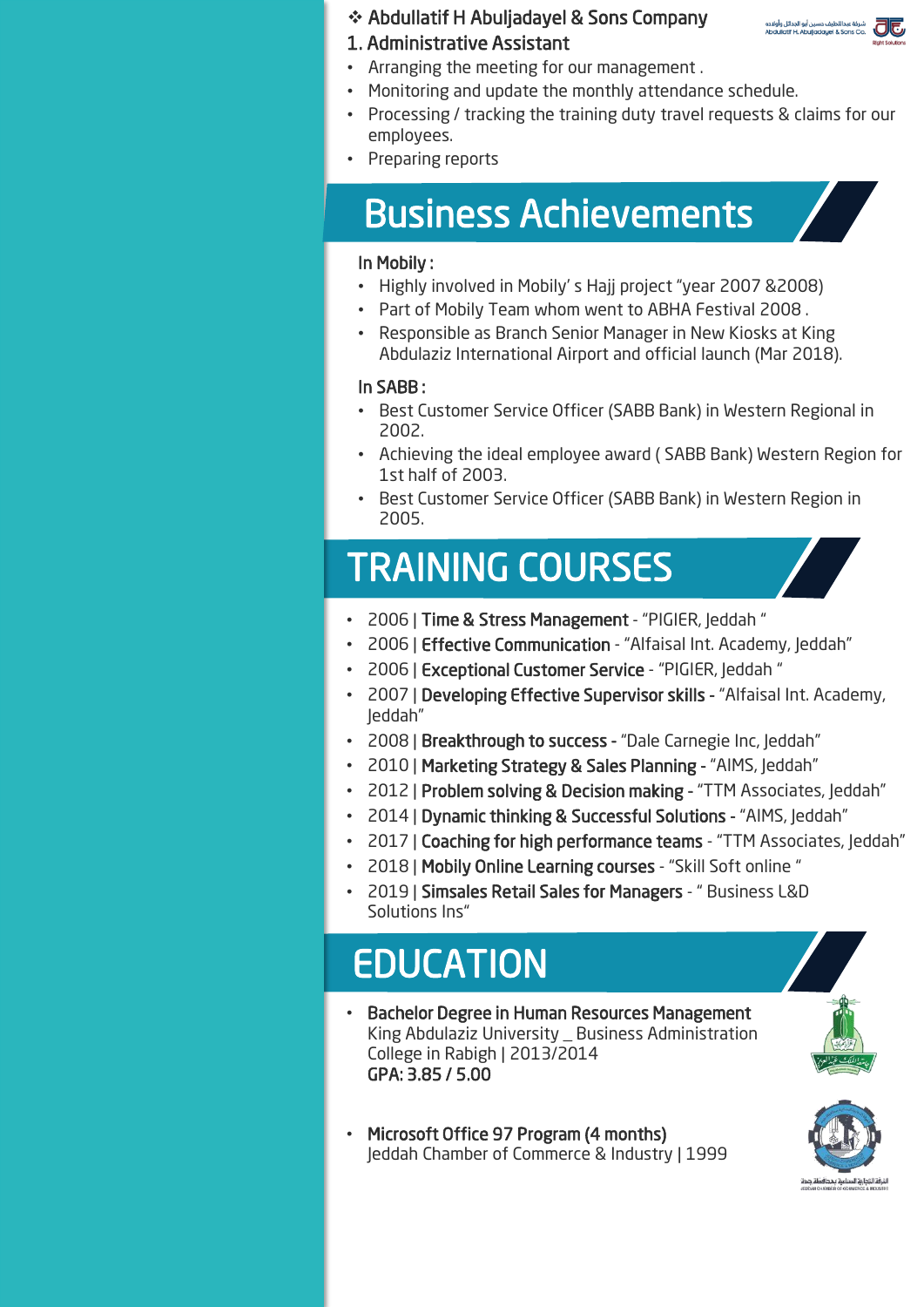❖ Abdullatif H Abuljadayel & Sons Company

1. Administrative Assistant

- Arranging the meeting for our management .
- Monitoring and update the monthly attendance schedule.
- Processing / tracking the training duty travel requests & claims for our employees.
- Preparing reports

# Business Achievements

In Mobily :

- Highly involved in Mobily' s Hajj project "year 2007 &2008)
- Part of Mobily Team whom went to ABHA Festival 2008 .
- Responsible as Branch Senior Manager in New Kiosks at King Abdulaziz International Airport and official launch (Mar 2018).

In SABB :

- Best Customer Service Officer (SABB Bank) in Western Regional in 2002.
- Achieving the ideal employee award ( SABB Bank) Western Region for 1st half of 2003.
- Best Customer Service Officer (SABB Bank) in Western Region in 2005.

# TRAINING COURSES

- 2006 | **Time & Stress Management** - "PIGIER, Jeddah "
- 2006 | **Effective Communication** - "Alfaisal Int. Academy, Jeddah"
- 2006 | **Exceptional Customer Service** - "PIGIER, Jeddah "
- 2007 | **Developing Effective Supervisor skills -** "Alfaisal Int. Academy, Jeddah"
- 2008 | **Breakthrough to success -** "Dale Carnegie Inc, Jeddah"
- 2010 | **Marketing Strategy & Sales Planning -** "AIMS, Jeddah"
- 2012 | **Problem solving & Decision making -** "TTM Associates, Jeddah"
- 2014 | **Dynamic thinking & Successful Solutions -** "AIMS, Jeddah"
- 2017 | **Coaching for high performance teams** - "TTM Associates, Jeddah"
- 2018 | **Mobily Online Learning courses** - "Skill Soft online "
- 2019 | **Simsales Retail Sales for Managers** - " Business L&D Solutions Ins"

# EDUCATION

- **Bachelor Degree in Human Resources Management**
  King Abdulaziz University _ Business Administration College in Rabigh | 2013/2014
  **GPA: 3.85 / 5.00**

- **Microsoft Office 97 Program (4 months)**
  Jeddah Chamber of Commerce & Industry | 1999